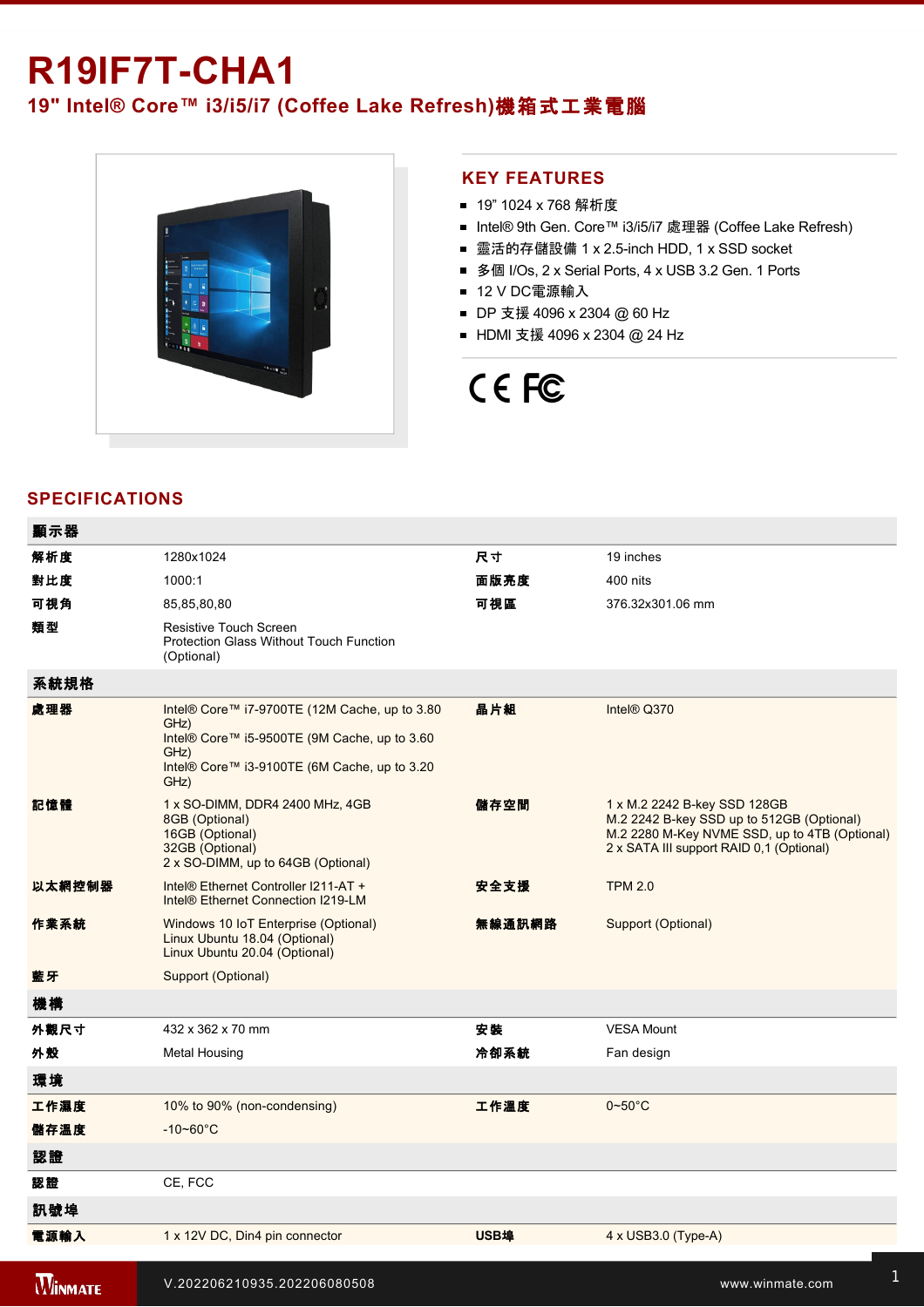# R19IF7T-CHA1

## 19" Intel® Core™ i3/i5/i7 (Coffee Lake Refresh)機箱式工業電腦

## KEY FEATURES

- 19" 1024 x 768 解析度
- Intel® 9th Gen. Core™ i3/i5/i7 處理器 (Coffee Lake Refresh)
- 靈活的存儲設備 1 x 2.5-inch HDD, 1 x SSD socket
- 多個 I/Os, 2 x Serial Ports, 4 x USB 3.2 Gen. 1 Ports
- 12 V DC電源輸入
- DP 支援 4096 x 2304 @ 60 Hz
- HDMI 支援 4096 x 2304 @ 24 Hz

## SPECIFICATIONS

| | | | |
|---|---|---|---|
| **顯示器** | | | |
| **解析度** | 1280x1024 | **尺寸** | 19 inches |
| **對比度** | 1000:1 | **面版亮度** | 400 nits |
| **可視角** | 85,85,80,80 | **可視區** | 376.32x301.06 mm |
| **類型** | Resistive Touch Screen<br>Protection Glass Without Touch Function (Optional) | | |
| **系統規格** | | | |
| **處理器** | Intel® Core™ i7-9700TE (12M Cache, up to 3.80 GHz)<br>Intel® Core™ i5-9500TE (9M Cache, up to 3.60 GHz)<br>Intel® Core™ i3-9100TE (6M Cache, up to 3.20 GHz) | **晶片組** | Intel® Q370 |
| **記憶體** | 1 x SO-DIMM, DDR4 2400 MHz, 4GB<br>8GB (Optional)<br>16GB (Optional)<br>32GB (Optional)<br>2 x SO-DIMM, up to 64GB (Optional) | **儲存空間** | 1 x M.2 2242 B-key SSD 128GB<br>M.2 2242 B-key SSD up to 512GB (Optional)<br>M.2 2280 M-Key NVME SSD, up to 4TB (Optional)<br>2 x SATA III support RAID 0,1 (Optional) |
| **以太網控制器** | Intel® Ethernet Controller I211-AT +<br>Intel® Ethernet Connection I219-LM | **安全支援** | TPM 2.0 |
| **作業系統** | Windows 10 IoT Enterprise (Optional)<br>Linux Ubuntu 18.04 (Optional)<br>Linux Ubuntu 20.04 (Optional) | **無線通訊網路** | Support (Optional) |
| **藍牙** | Support (Optional) | | |
| **機構** | | | |
| **外觀尺寸** | 432 x 362 x 70 mm | **安裝** | VESA Mount |
| **外殼** | Metal Housing | **冷卻系統** | Fan design |
| **環境** | | | |
| **工作濕度** | 10% to 90% (non-condensing) | **工作溫度** | 0~50°C |
| **儲存溫度** | -10~60°C | | |
| **認證** | | | |
| **認證** | CE, FCC | | |
| **訊號埠** | | | |
| **電源輸入** | 1 x 12V DC, Din4 pin connector | **USB埠** | 4 x USB3.0 (Type-A) |

V.202206210935.202206080508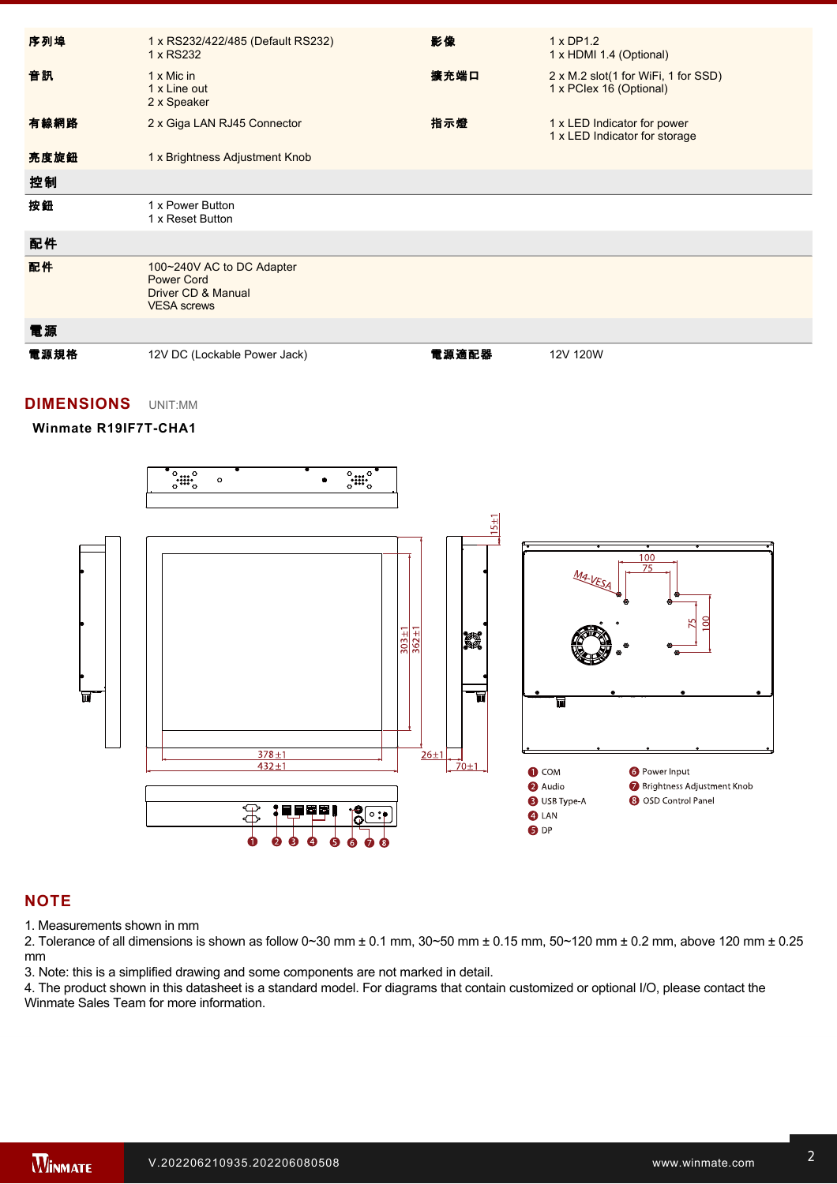| | | | |
|---|---|---|---|
| 序列埠 | 1 x RS232/422/485 (Default RS232)<br>1 x RS232 | 影像 | 1 x DP1.2<br>1 x HDMI 1.4 (Optional) |
| 音訊 | 1 x Mic in<br>1 x Line out<br>2 x Speaker | 擴充端口 | 2 x M.2 slot(1 for WiFi, 1 for SSD)<br>1 x PClex 16 (Optional) |
| 有線網路 | 2 x Giga LAN RJ45 Connector | 指示燈 | 1 x LED Indicator for power<br>1 x LED Indicator for storage |
| 亮度旋鈕 | 1 x Brightness Adjustment Knob | | |

## 控制

| | |
|---|---|
| 按鈕 | 1 x Power Button<br>1 x Reset Button |

## 配件

| | |
|---|---|
| 配件 | 100~240V AC to DC Adapter<br>Power Cord<br>Driver CD & Manual<br>VESA screws |

## 電源

| | | | |
|---|---|---|---|
| 電源規格 | 12V DC (Lockable Power Jack) | 電源適配器 | 12V 120W |

## DIMENSIONS UNIT:MM

**Winmate R19IF7T-CHA1**

15±1
303±1
362±1
378±1
432±1
26±1
70±1
M4-VESA
100
75
75
100

1 COM
2 Audio
3 USB Type-A
4 LAN
5 DP
6 Power Input
7 Brightness Adjustment Knob
8 OSD Control Panel

## NOTE

1. Measurements shown in mm
2. Tolerance of all dimensions is shown as follow 0~30 mm ± 0.1 mm, 30~50 mm ± 0.15 mm, 50~120 mm ± 0.2 mm, above 120 mm ± 0.25 mm
3. Note: this is a simplified drawing and some components are not marked in detail.
4. The product shown in this datasheet is a standard model. For diagrams that contain customized or optional I/O, please contact the Winmate Sales Team for more information.